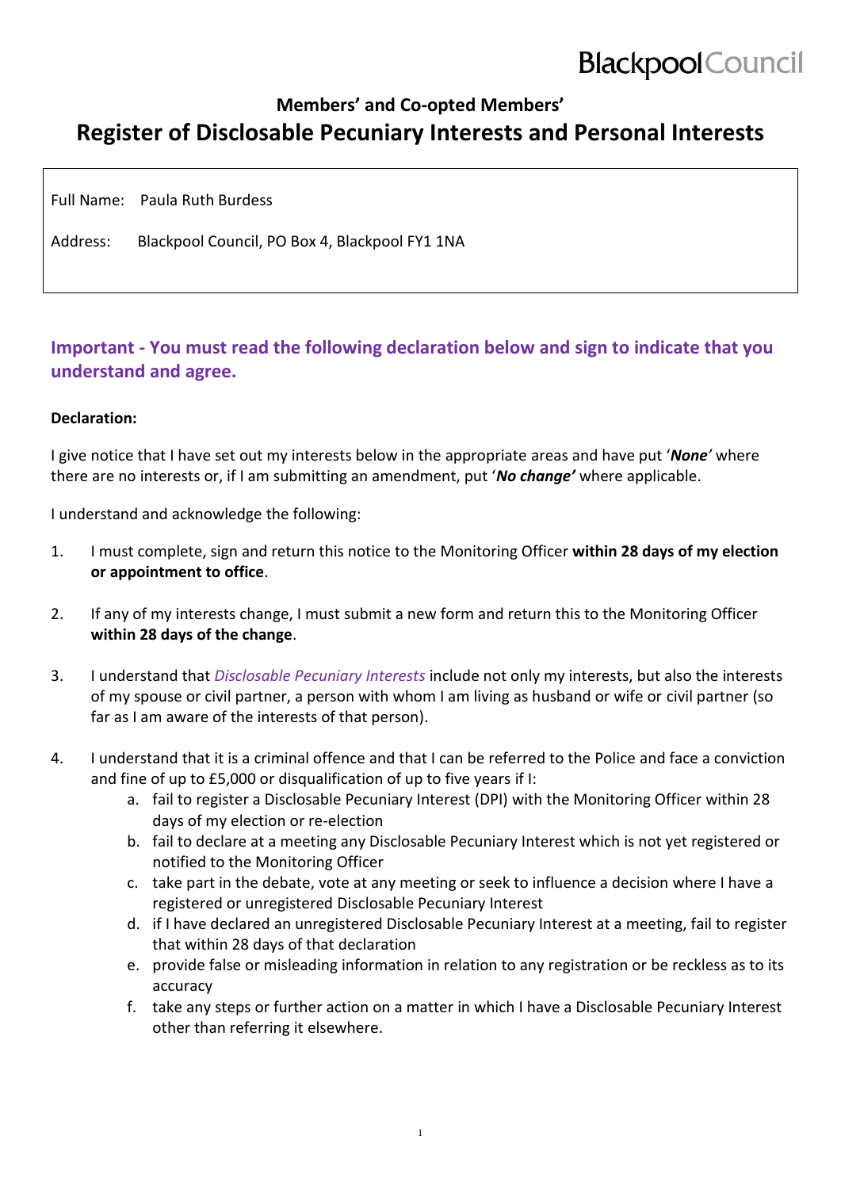Blackpool Council

## Members' and Co-opted Members'

# Register of Disclosable Pecuniary Interests and Personal Interests

Full Name: Paula Ruth Burdess

Address: Blackpool Council, PO Box 4, Blackpool FY1 1NA

### Important - You must read the following declaration below and sign to indicate that you understand and agree.

**Declaration:**

I give notice that I have set out my interests below in the appropriate areas and have put '***None***' where there are no interests or, if I am submitting an amendment, put '***No change'*** where applicable.

I understand and acknowledge the following:

1. I must complete, sign and return this notice to the Monitoring Officer **within 28 days of my election or appointment to office**.

2. If any of my interests change, I must submit a new form and return this to the Monitoring Officer **within 28 days of the change**.

3. I understand that *Disclosable Pecuniary Interests* include not only my interests, but also the interests of my spouse or civil partner, a person with whom I am living as husband or wife or civil partner (so far as I am aware of the interests of that person).

4. I understand that it is a criminal offence and that I can be referred to the Police and face a conviction and fine of up to £5,000 or disqualification of up to five years if I:
   a. fail to register a Disclosable Pecuniary Interest (DPI) with the Monitoring Officer within 28 days of my election or re-election
   b. fail to declare at a meeting any Disclosable Pecuniary Interest which is not yet registered or notified to the Monitoring Officer
   c. take part in the debate, vote at any meeting or seek to influence a decision where I have a registered or unregistered Disclosable Pecuniary Interest
   d. if I have declared an unregistered Disclosable Pecuniary Interest at a meeting, fail to register that within 28 days of that declaration
   e. provide false or misleading information in relation to any registration or be reckless as to its accuracy
   f. take any steps or further action on a matter in which I have a Disclosable Pecuniary Interest other than referring it elsewhere.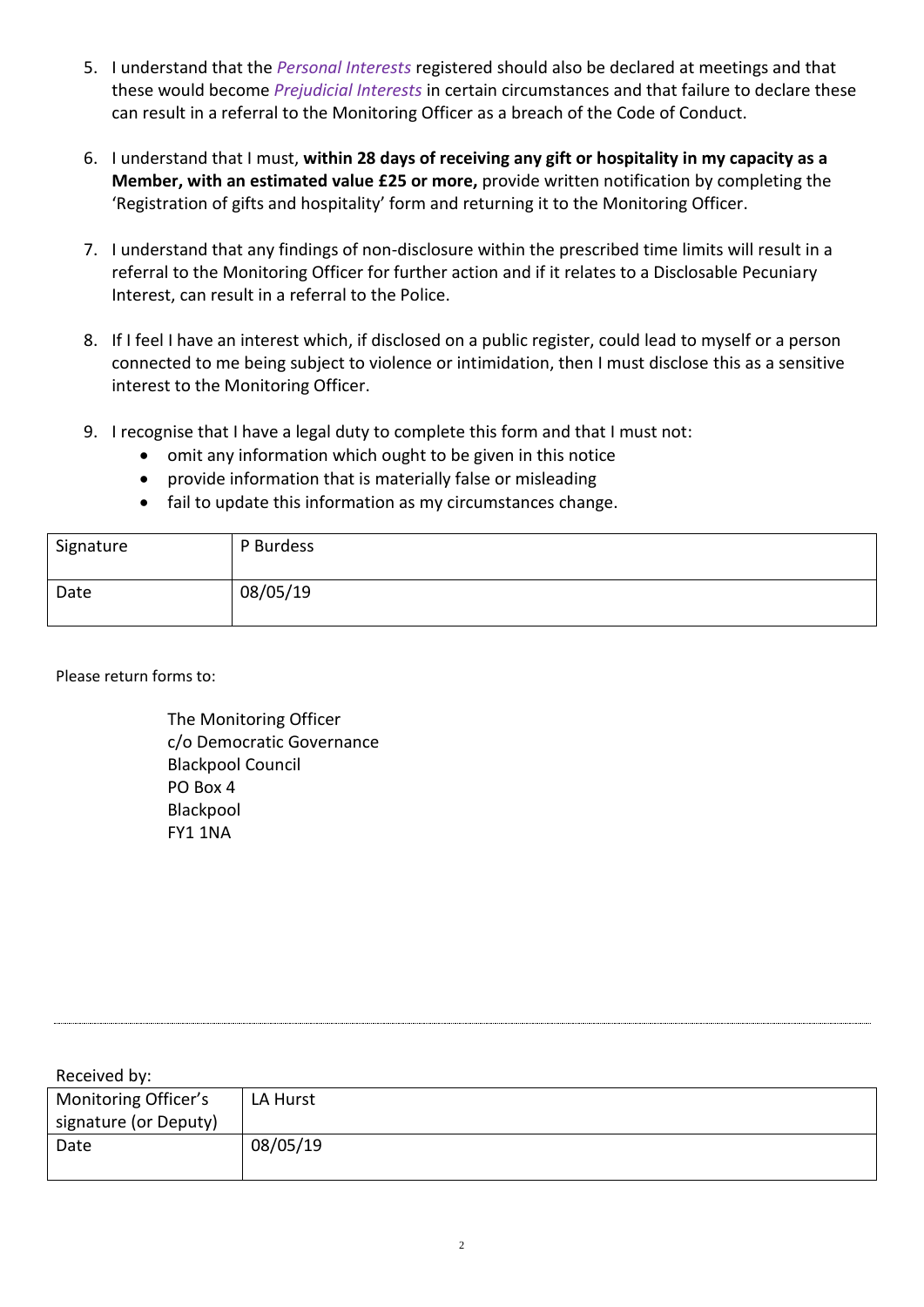5. I understand that the *Personal Interests* registered should also be declared at meetings and that these would become *Prejudicial Interests* in certain circumstances and that failure to declare these can result in a referral to the Monitoring Officer as a breach of the Code of Conduct.

6. I understand that I must, **within 28 days of receiving any gift or hospitality in my capacity as a Member, with an estimated value £25 or more,** provide written notification by completing the 'Registration of gifts and hospitality' form and returning it to the Monitoring Officer.

7. I understand that any findings of non-disclosure within the prescribed time limits will result in a referral to the Monitoring Officer for further action and if it relates to a Disclosable Pecuniary Interest, can result in a referral to the Police.

8. If I feel I have an interest which, if disclosed on a public register, could lead to myself or a person connected to me being subject to violence or intimidation, then I must disclose this as a sensitive interest to the Monitoring Officer.

9. I recognise that I have a legal duty to complete this form and that I must not:
   - omit any information which ought to be given in this notice
   - provide information that is materially false or misleading
   - fail to update this information as my circumstances change.

| | |
|---|---|
| Signature | P Burdess |
| Date | 08/05/19 |

Please return forms to:

The Monitoring Officer
c/o Democratic Governance
Blackpool Council
PO Box 4
Blackpool
FY1 1NA

---

Received by:

| | |
|---|---|
| Monitoring Officer's signature (or Deputy) | LA Hurst |
| Date | 08/05/19 |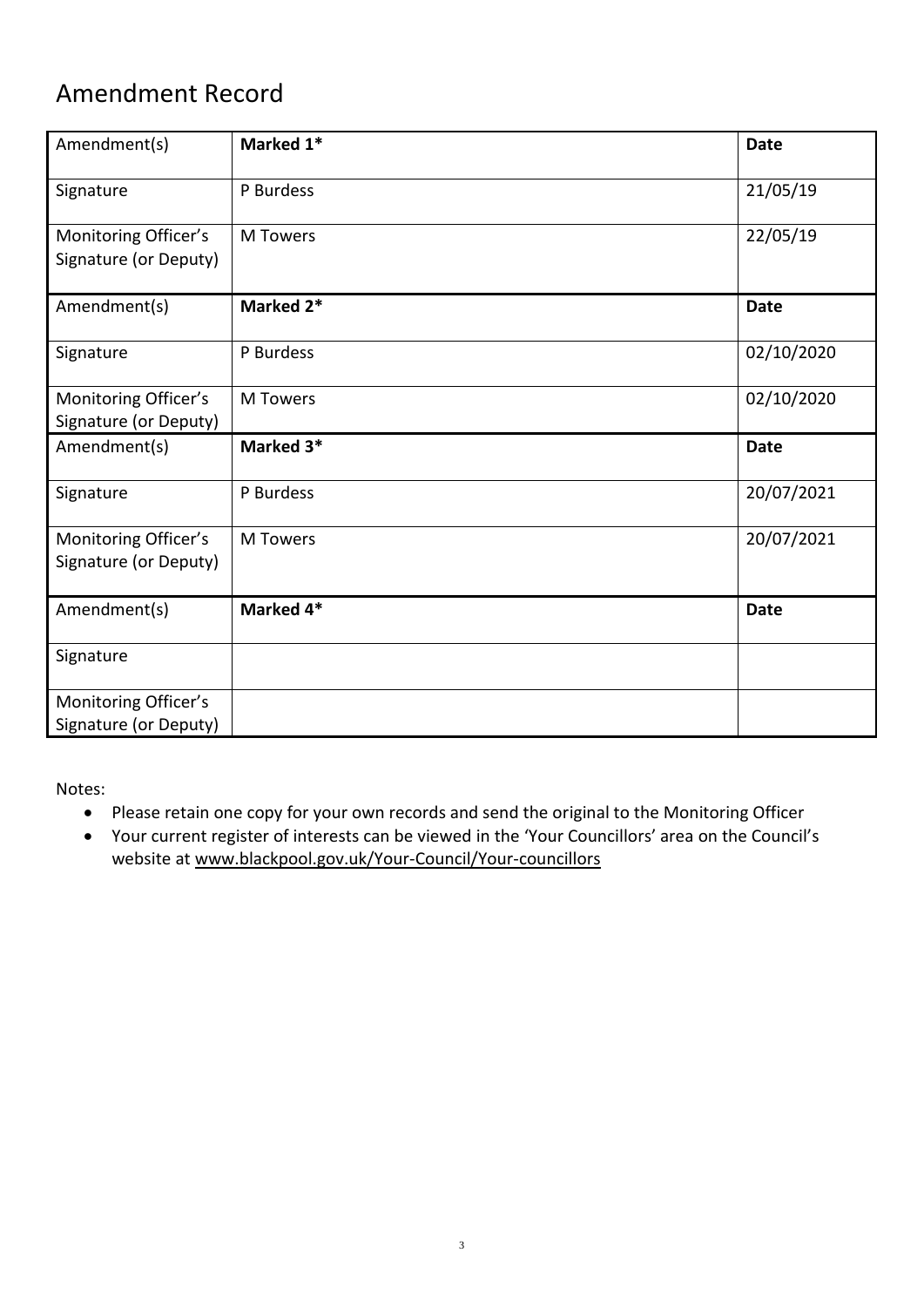# Amendment Record

| Amendment(s) | **Marked 1*** | **Date** |
|---|---|---|
| Signature | P Burdess | 21/05/19 |
| Monitoring Officer's Signature (or Deputy) | M Towers | 22/05/19 |
| Amendment(s) | **Marked 2*** | **Date** |
| Signature | P Burdess | 02/10/2020 |
| Monitoring Officer's Signature (or Deputy) | M Towers | 02/10/2020 |
| Amendment(s) | **Marked 3*** | **Date** |
| Signature | P Burdess | 20/07/2021 |
| Monitoring Officer's Signature (or Deputy) | M Towers | 20/07/2021 |
| Amendment(s) | **Marked 4*** | **Date** |
| Signature | | |
| Monitoring Officer's Signature (or Deputy) | | |

Notes:

- Please retain one copy for your own records and send the original to the Monitoring Officer
- Your current register of interests can be viewed in the 'Your Councillors' area on the Council's website at www.blackpool.gov.uk/Your-Council/Your-councillors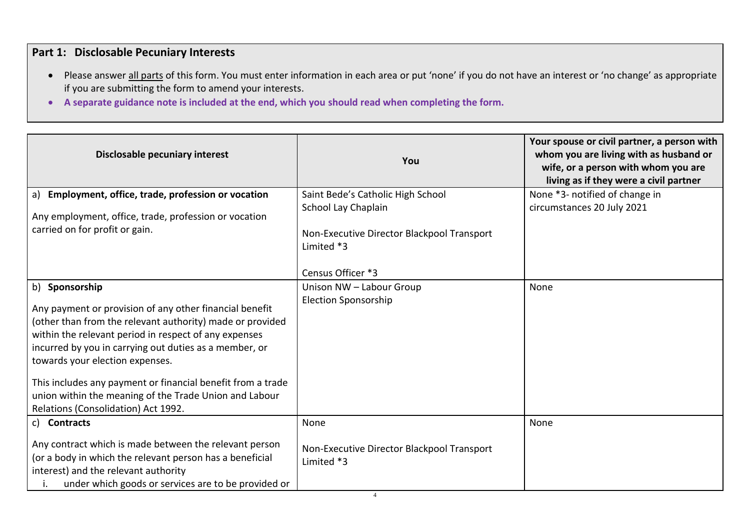## Part 1: Disclosable Pecuniary Interests

- Please answer all parts of this form. You must enter information in each area or put 'none' if you do not have an interest or 'no change' as appropriate if you are submitting the form to amend your interests.
- **A separate guidance note is included at the end, which you should read when completing the form.**

| Disclosable pecuniary interest | You | Your spouse or civil partner, a person with whom you are living with as husband or wife, or a person with whom you are living as if they were a civil partner |
|---|---|---|
| a) **Employment, office, trade, profession or vocation**<br><br>Any employment, office, trade, profession or vocation carried on for profit or gain. | Saint Bede's Catholic High School<br>School Lay Chaplain<br><br>Non-Executive Director Blackpool Transport Limited *3<br><br>Census Officer *3 | None *3- notified of change in circumstances 20 July 2021 |
| b) **Sponsorship**<br><br>Any payment or provision of any other financial benefit (other than from the relevant authority) made or provided within the relevant period in respect of any expenses incurred by you in carrying out duties as a member, or towards your election expenses.<br><br>This includes any payment or financial benefit from a trade union within the meaning of the Trade Union and Labour Relations (Consolidation) Act 1992. | Unison NW – Labour Group<br>Election Sponsorship | None |
| c) **Contracts**<br><br>Any contract which is made between the relevant person (or a body in which the relevant person has a beneficial interest) and the relevant authority<br>i. under which goods or services are to be provided or | None<br><br>Non-Executive Director Blackpool Transport Limited *3 | None |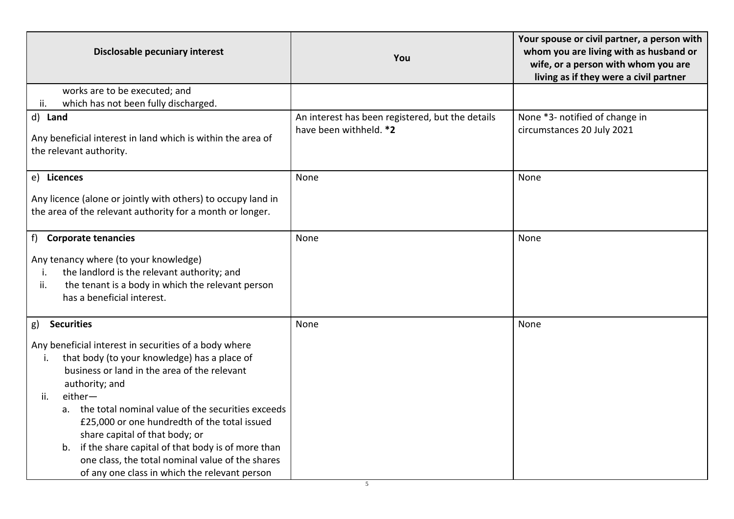| Disclosable pecuniary interest | You | Your spouse or civil partner, a person with whom you are living with as husband or wife, or a person with whom you are living as if they were a civil partner |
|---|---|---|
| works are to be executed; and<br>ii. which has not been fully discharged. | | |
| d) **Land**<br><br>Any beneficial interest in land which is within the area of the relevant authority. | An interest has been registered, but the details have been withheld. **\*2** | None \*3- notified of change in circumstances 20 July 2021 |
| e) **Licences**<br><br>Any licence (alone or jointly with others) to occupy land in the area of the relevant authority for a month or longer. | None | None |
| f) **Corporate tenancies**<br><br>Any tenancy where (to your knowledge)<br>i. the landlord is the relevant authority; and<br>ii. the tenant is a body in which the relevant person has a beneficial interest. | None | None |
| g) **Securities**<br><br>Any beneficial interest in securities of a body where<br>i. that body (to your knowledge) has a place of business or land in the area of the relevant authority; and<br>ii. either—<br>a. the total nominal value of the securities exceeds £25,000 or one hundredth of the total issued share capital of that body; or<br>b. if the share capital of that body is of more than one class, the total nominal value of the shares of any one class in which the relevant person | None | None |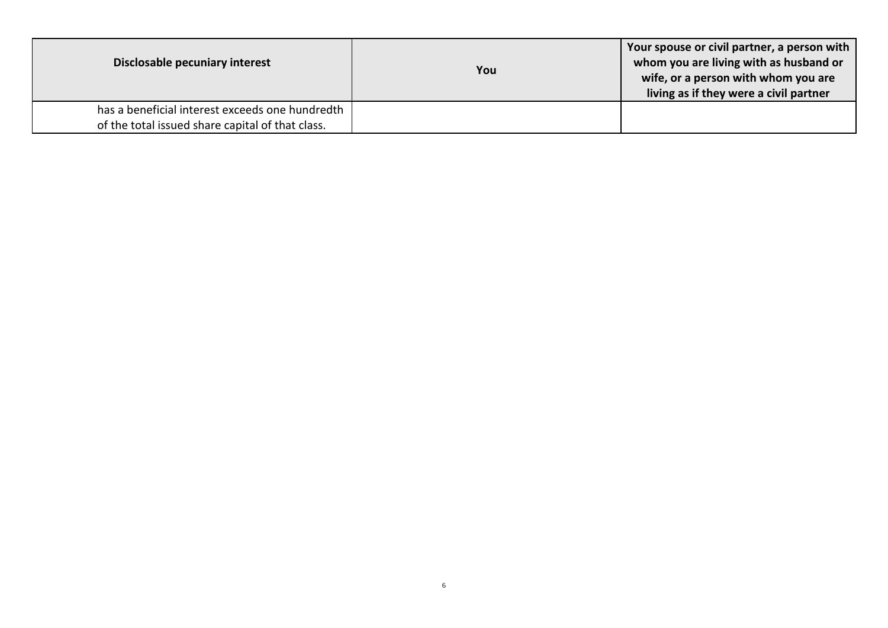| Disclosable pecuniary interest | You | Your spouse or civil partner, a person with whom you are living with as husband or wife, or a person with whom you are living as if they were a civil partner |
|---|---|---|
| has a beneficial interest exceeds one hundredth of the total issued share capital of that class. | | |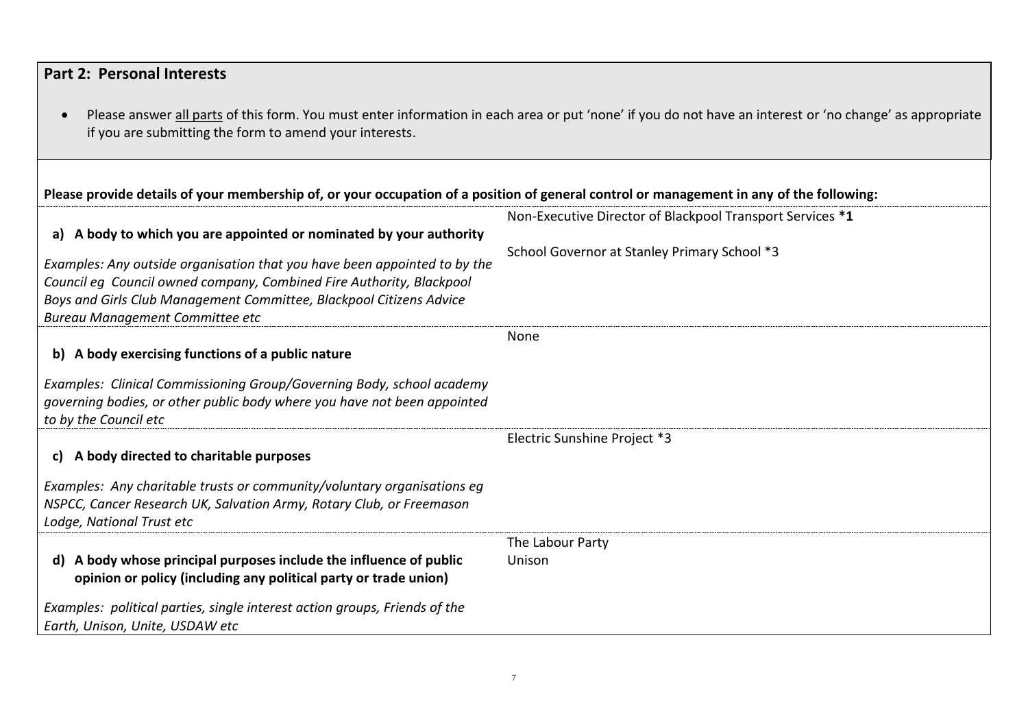## Part 2: Personal Interests

- Please answer all parts of this form. You must enter information in each area or put 'none' if you do not have an interest or 'no change' as appropriate if you are submitting the form to amend your interests.

**Please provide details of your membership of, or your occupation of a position of general control or management in any of the following:**

| | |
|---|---|
| **a) A body to which you are appointed or nominated by your authority**<br><br>*Examples: Any outside organisation that you have been appointed to by the Council eg Council owned company, Combined Fire Authority, Blackpool Boys and Girls Club Management Committee, Blackpool Citizens Advice Bureau Management Committee etc* | Non-Executive Director of Blackpool Transport Services **\*1**<br><br>School Governor at Stanley Primary School *3 |
| **b) A body exercising functions of a public nature**<br><br>*Examples: Clinical Commissioning Group/Governing Body, school academy governing bodies, or other public body where you have not been appointed to by the Council etc* | None |
| **c) A body directed to charitable purposes**<br><br>*Examples: Any charitable trusts or community/voluntary organisations eg NSPCC, Cancer Research UK, Salvation Army, Rotary Club, or Freemason Lodge, National Trust etc* | Electric Sunshine Project *3 |
| **d) A body whose principal purposes include the influence of public opinion or policy (including any political party or trade union)**<br><br>*Examples: political parties, single interest action groups, Friends of the Earth, Unison, Unite, USDAW etc* | The Labour Party<br>Unison |